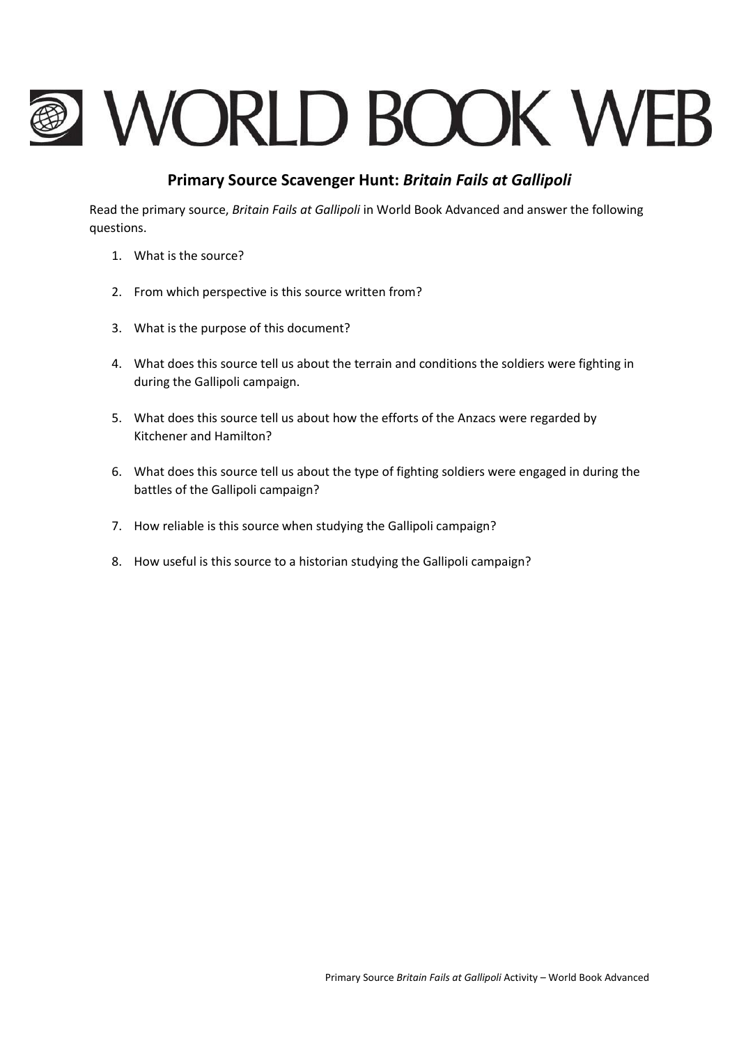# WORLD BOOK WEB

## Primary Source Scavenger Hunt: *Britain Fails at Gallipoli*

Read the primary source, *Britain Fails at Gallipoli* in World Book Advanced and answer the following questions.

1. What is the source?
2. From which perspective is this source written from?
3. What is the purpose of this document?
4. What does this source tell us about the terrain and conditions the soldiers were fighting in during the Gallipoli campaign.
5. What does this source tell us about how the efforts of the Anzacs were regarded by Kitchener and Hamilton?
6. What does this source tell us about the type of fighting soldiers were engaged in during the battles of the Gallipoli campaign?
7. How reliable is this source when studying the Gallipoli campaign?
8. How useful is this source to a historian studying the Gallipoli campaign?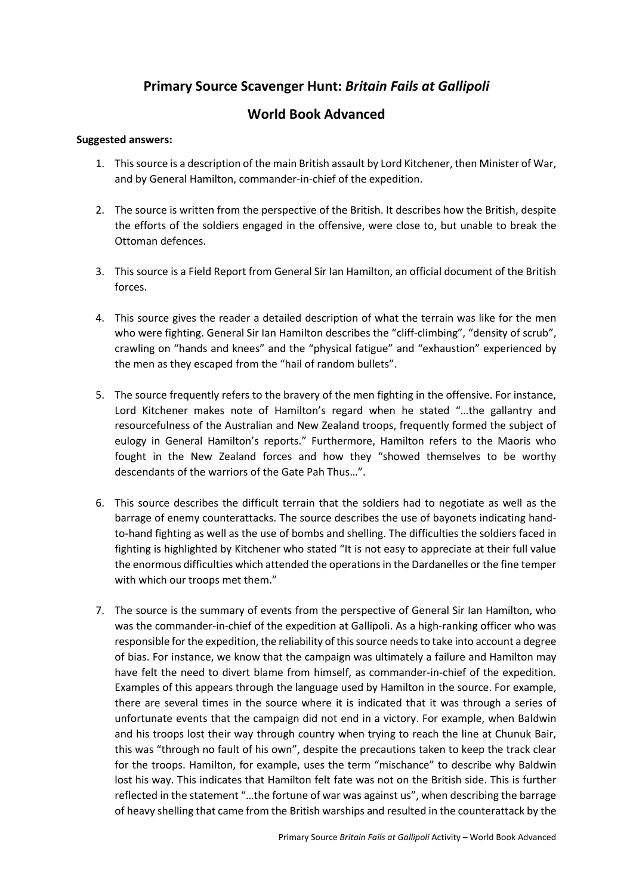## Primary Source Scavenger Hunt: *Britain Fails at Gallipoli*

## World Book Advanced

**Suggested answers:**

1. This source is a description of the main British assault by Lord Kitchener, then Minister of War, and by General Hamilton, commander-in-chief of the expedition.

2. The source is written from the perspective of the British. It describes how the British, despite the efforts of the soldiers engaged in the offensive, were close to, but unable to break the Ottoman defences.

3. This source is a Field Report from General Sir Ian Hamilton, an official document of the British forces.

4. This source gives the reader a detailed description of what the terrain was like for the men who were fighting. General Sir Ian Hamilton describes the "cliff-climbing", "density of scrub", crawling on "hands and knees" and the "physical fatigue" and "exhaustion" experienced by the men as they escaped from the "hail of random bullets".

5. The source frequently refers to the bravery of the men fighting in the offensive. For instance, Lord Kitchener makes note of Hamilton's regard when he stated "…the gallantry and resourcefulness of the Australian and New Zealand troops, frequently formed the subject of eulogy in General Hamilton's reports." Furthermore, Hamilton refers to the Maoris who fought in the New Zealand forces and how they "showed themselves to be worthy descendants of the warriors of the Gate Pah Thus…".

6. This source describes the difficult terrain that the soldiers had to negotiate as well as the barrage of enemy counterattacks. The source describes the use of bayonets indicating hand-to-hand fighting as well as the use of bombs and shelling. The difficulties the soldiers faced in fighting is highlighted by Kitchener who stated "It is not easy to appreciate at their full value the enormous difficulties which attended the operations in the Dardanelles or the fine temper with which our troops met them."

7. The source is the summary of events from the perspective of General Sir Ian Hamilton, who was the commander-in-chief of the expedition at Gallipoli. As a high-ranking officer who was responsible for the expedition, the reliability of this source needs to take into account a degree of bias. For instance, we know that the campaign was ultimately a failure and Hamilton may have felt the need to divert blame from himself, as commander-in-chief of the expedition. Examples of this appears through the language used by Hamilton in the source. For example, there are several times in the source where it is indicated that it was through a series of unfortunate events that the campaign did not end in a victory. For example, when Baldwin and his troops lost their way through country when trying to reach the line at Chunuk Bair, this was "through no fault of his own", despite the precautions taken to keep the track clear for the troops. Hamilton, for example, uses the term "mischance" to describe why Baldwin lost his way. This indicates that Hamilton felt fate was not on the British side. This is further reflected in the statement "…the fortune of war was against us", when describing the barrage of heavy shelling that came from the British warships and resulted in the counterattack by the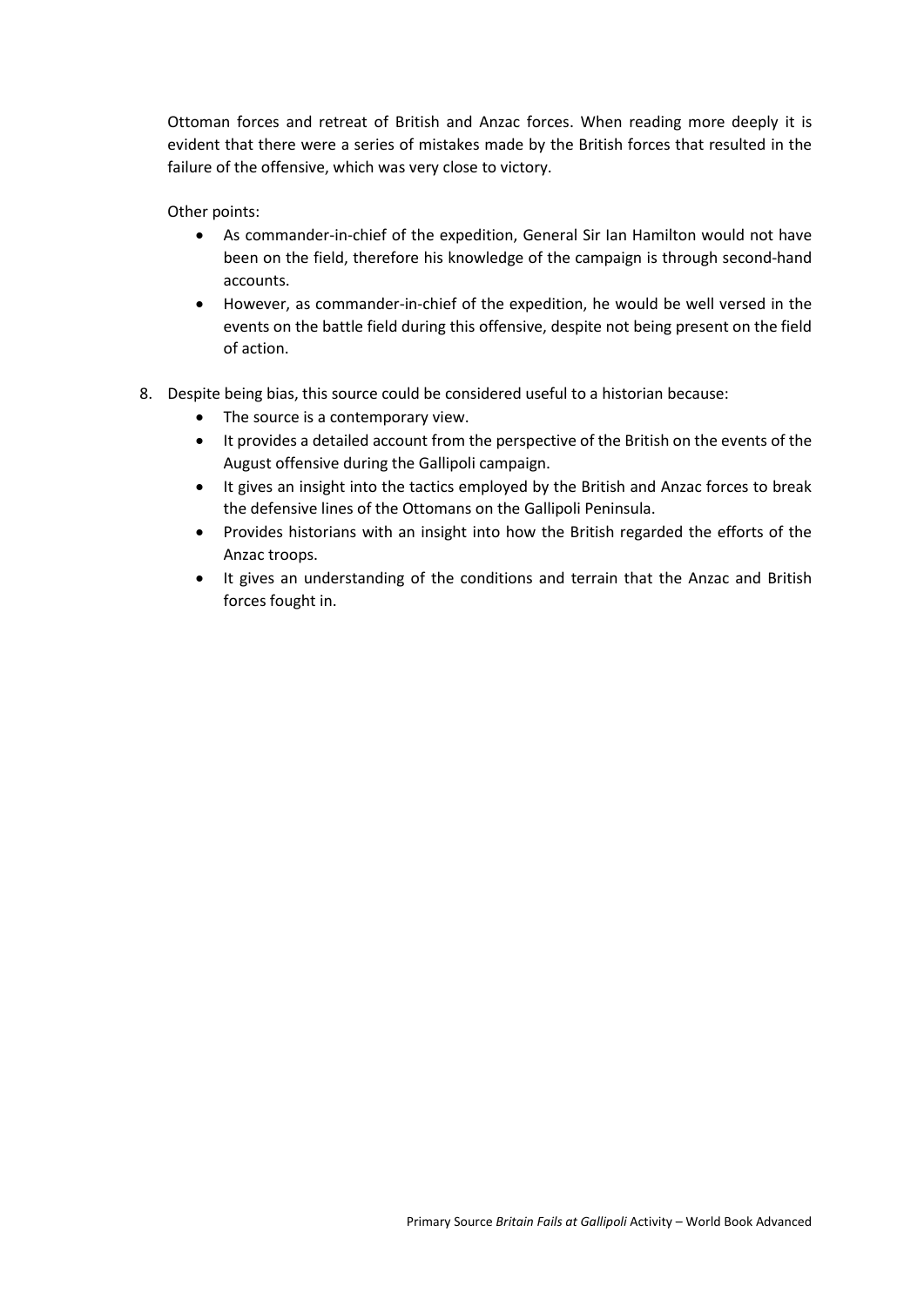Ottoman forces and retreat of British and Anzac forces. When reading more deeply it is evident that there were a series of mistakes made by the British forces that resulted in the failure of the offensive, which was very close to victory.

Other points:

- As commander-in-chief of the expedition, General Sir Ian Hamilton would not have been on the field, therefore his knowledge of the campaign is through second-hand accounts.
- However, as commander-in-chief of the expedition, he would be well versed in the events on the battle field during this offensive, despite not being present on the field of action.

8. Despite being bias, this source could be considered useful to a historian because:
   - The source is a contemporary view.
   - It provides a detailed account from the perspective of the British on the events of the August offensive during the Gallipoli campaign.
   - It gives an insight into the tactics employed by the British and Anzac forces to break the defensive lines of the Ottomans on the Gallipoli Peninsula.
   - Provides historians with an insight into how the British regarded the efforts of the Anzac troops.
   - It gives an understanding of the conditions and terrain that the Anzac and British forces fought in.